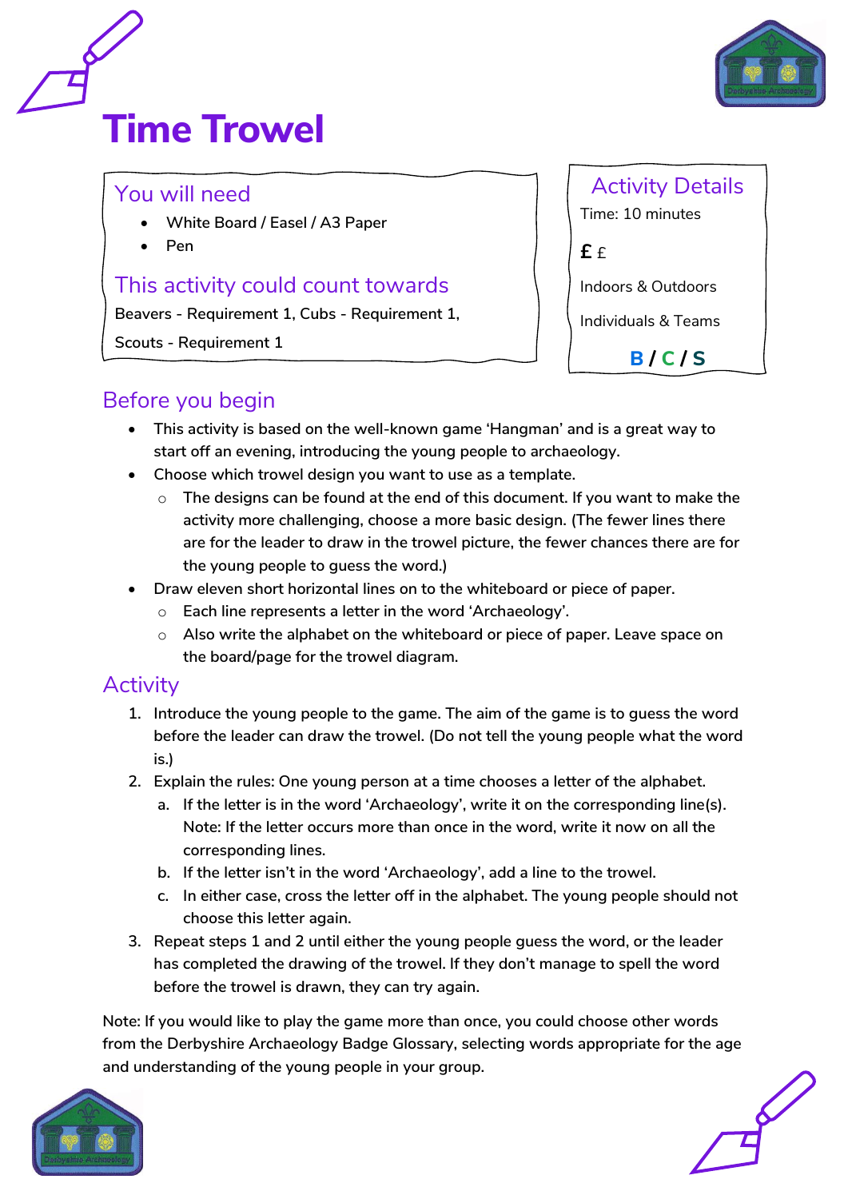# Time Trowel

## You will need

- White Board / Easel / A3 Paper
- Pen

## This activity could count towards

Beavers - Requirement 1, Cubs - Requirement 1, Scouts - Requirement 1

## Activity Details

Time: 10 minutes

££

Indoors & Outdoors

Individuals & Teams

B / C / S

## Before you begin

- This activity is based on the well-known game 'Hangman' and is a great way to start off an evening, introducing the young people to archaeology.
- Choose which trowel design you want to use as a template.
  - The designs can be found at the end of this document. If you want to make the activity more challenging, choose a more basic design. (The fewer lines there are for the leader to draw in the trowel picture, the fewer chances there are for the young people to guess the word.)
- Draw eleven short horizontal lines on to the whiteboard or piece of paper.
  - Each line represents a letter in the word 'Archaeology'.
  - Also write the alphabet on the whiteboard or piece of paper. Leave space on the board/page for the trowel diagram.

## Activity

1. Introduce the young people to the game. The aim of the game is to guess the word before the leader can draw the trowel. (Do not tell the young people what the word is.)
2. Explain the rules: One young person at a time chooses a letter of the alphabet.
   a. If the letter is in the word 'Archaeology', write it on the corresponding line(s). Note: If the letter occurs more than once in the word, write it now on all the corresponding lines.
   b. If the letter isn't in the word 'Archaeology', add a line to the trowel.
   c. In either case, cross the letter off in the alphabet. The young people should not choose this letter again.
3. Repeat steps 1 and 2 until either the young people guess the word, or the leader has completed the drawing of the trowel. If they don't manage to spell the word before the trowel is drawn, they can try again.

Note: If you would like to play the game more than once, you could choose other words from the Derbyshire Archaeology Badge Glossary, selecting words appropriate for the age and understanding of the young people in your group.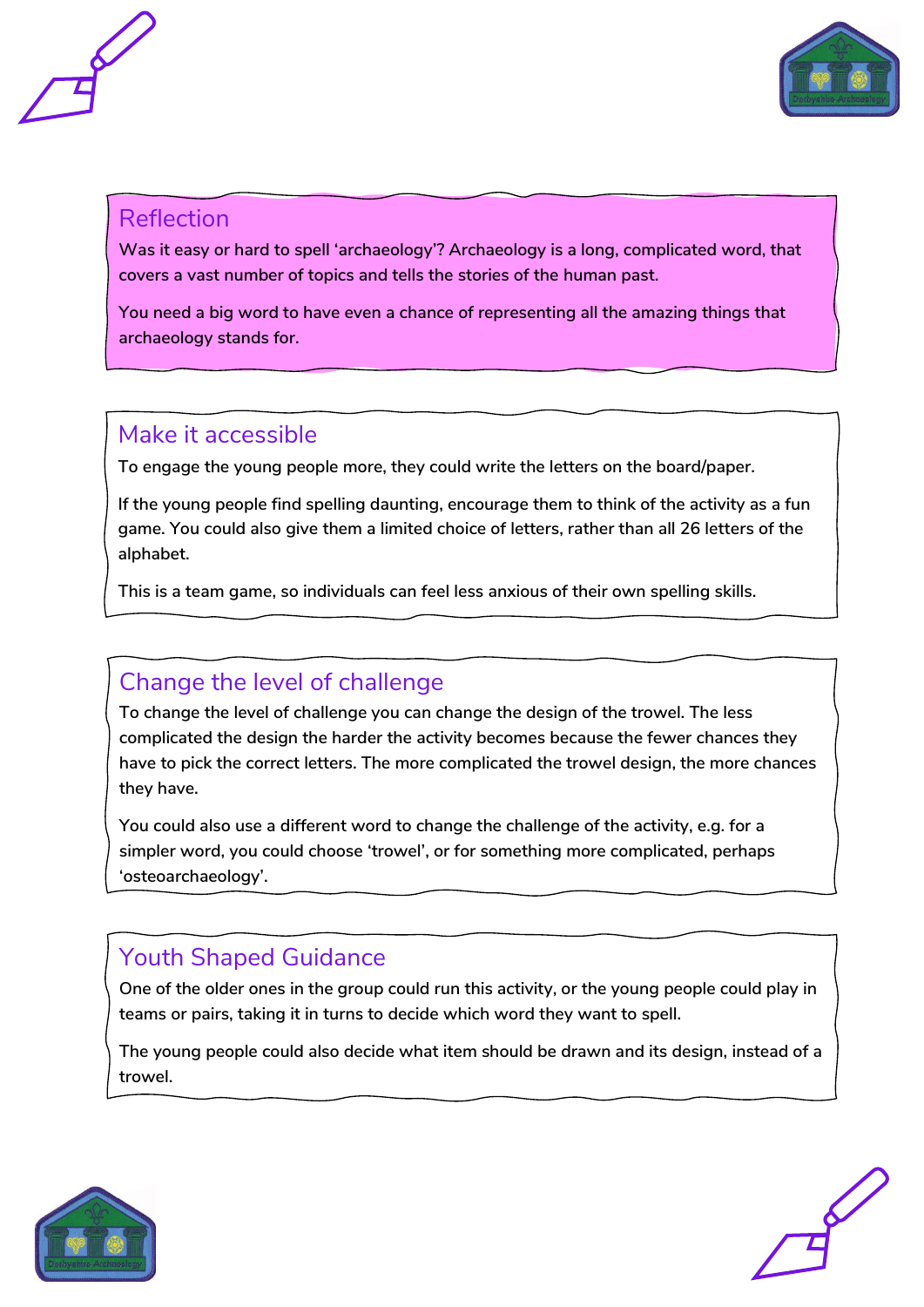## Reflection

Was it easy or hard to spell 'archaeology'? Archaeology is a long, complicated word, that covers a vast number of topics and tells the stories of the human past.

You need a big word to have even a chance of representing all the amazing things that archaeology stands for.

## Make it accessible

To engage the young people more, they could write the letters on the board/paper.

If the young people find spelling daunting, encourage them to think of the activity as a fun game. You could also give them a limited choice of letters, rather than all 26 letters of the alphabet.

This is a team game, so individuals can feel less anxious of their own spelling skills.

## Change the level of challenge

To change the level of challenge you can change the design of the trowel. The less complicated the design the harder the activity becomes because the fewer chances they have to pick the correct letters. The more complicated the trowel design, the more chances they have.

You could also use a different word to change the challenge of the activity, e.g. for a simpler word, you could choose 'trowel', or for something more complicated, perhaps 'osteoarchaeology'.

## Youth Shaped Guidance

One of the older ones in the group could run this activity, or the young people could play in teams or pairs, taking it in turns to decide which word they want to spell.

The young people could also decide what item should be drawn and its design, instead of a trowel.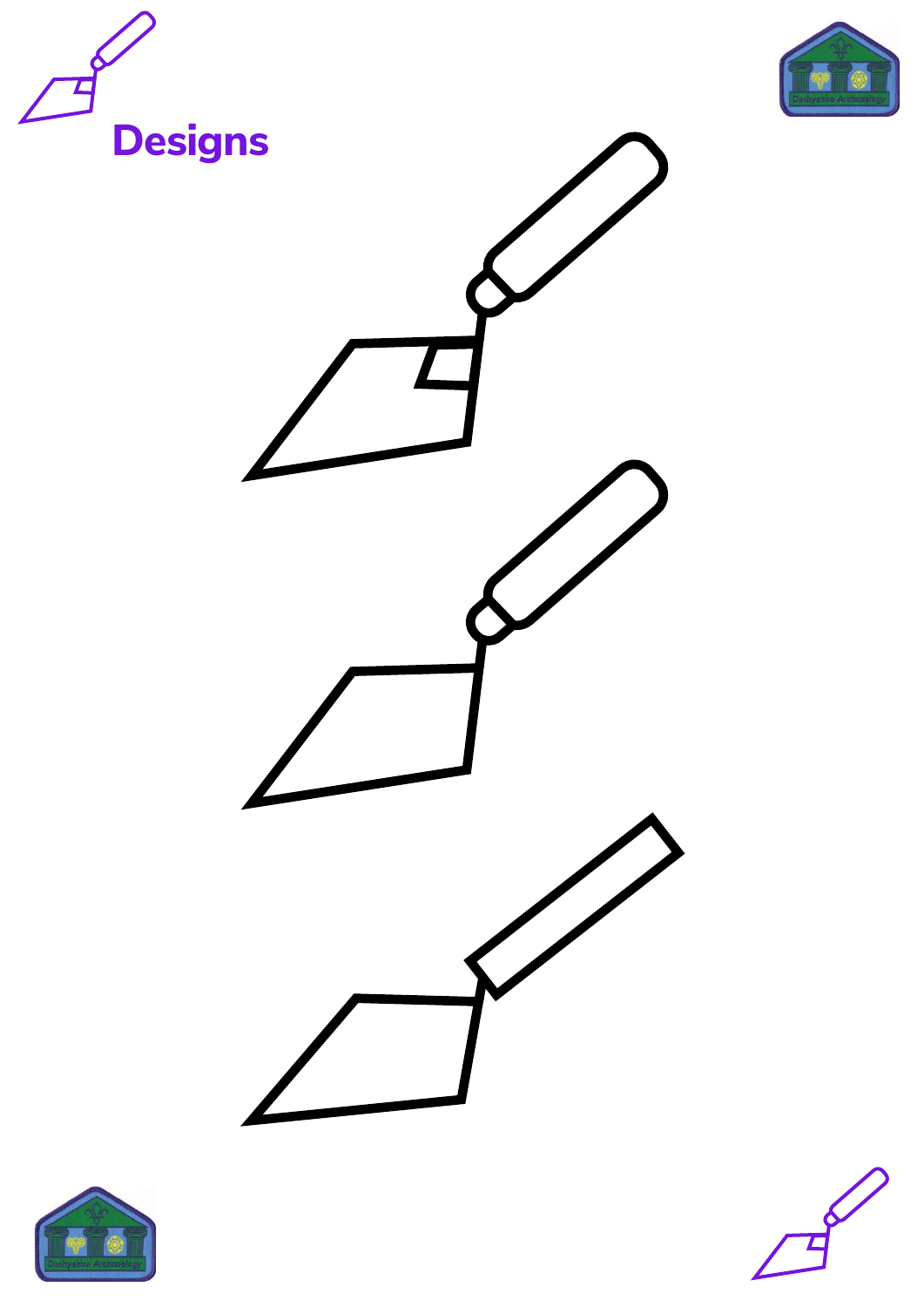# Designs